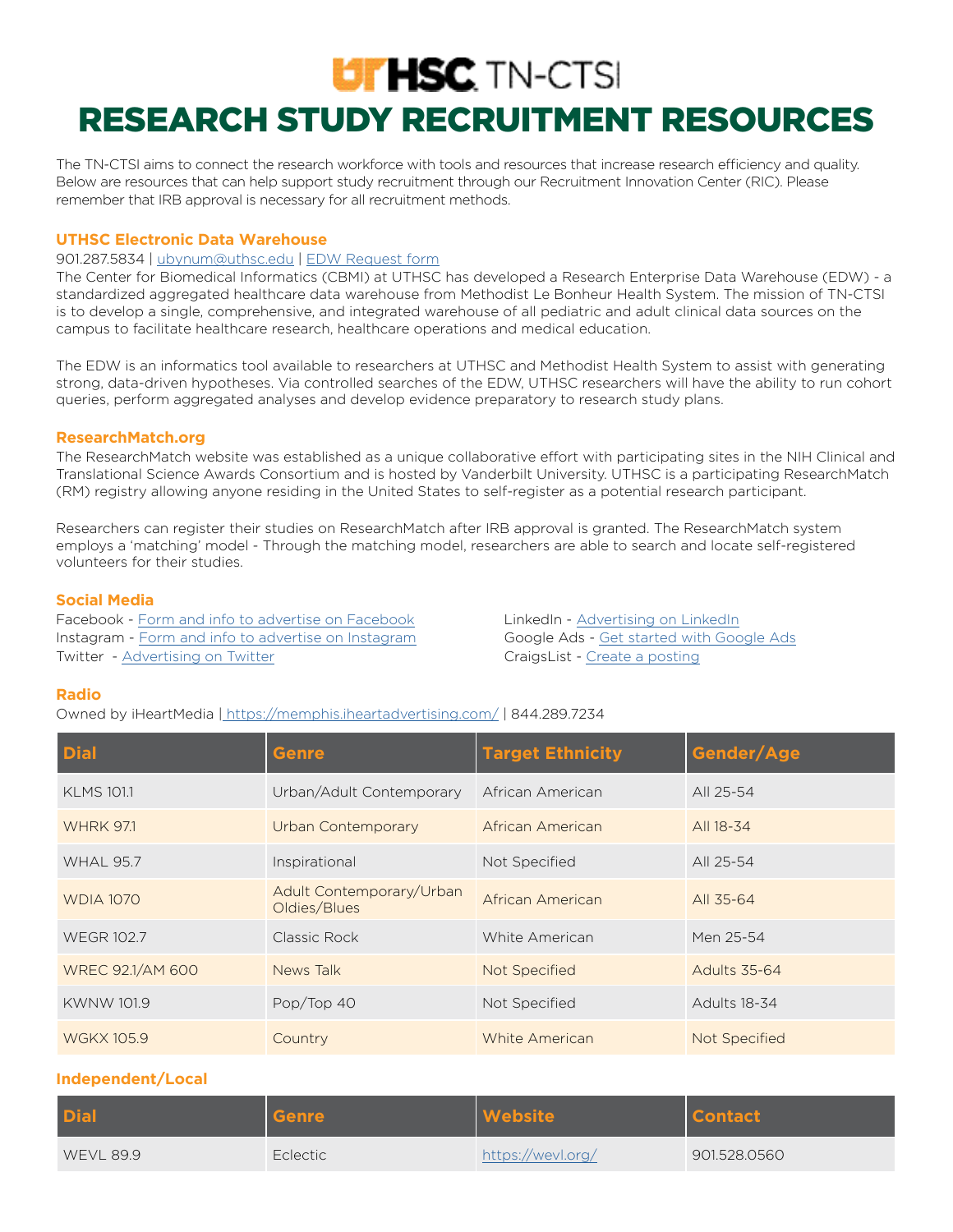# UTHSC TN-CTSI

# RESEARCH STUDY RECRUITMENT RESOURCES

The TN-CTSI aims to connect the research workforce with tools and resources that increase research efficiency and quality. Below are resources that can help support study recruitment through our Recruitment Innovation Center (RIC). Please remember that IRB approval is necessary for all recruitment methods.

## UTHSC Electronic Data Warehouse

901.287.5834 | ubynum@uthsc.edu | EDW Request form

The Center for Biomedical Informatics (CBMI) at UTHSC has developed a Research Enterprise Data Warehouse (EDW) - a standardized aggregated healthcare data warehouse from Methodist Le Bonheur Health System. The mission of TN-CTSI is to develop a single, comprehensive, and integrated warehouse of all pediatric and adult clinical data sources on the campus to facilitate healthcare research, healthcare operations and medical education.

The EDW is an informatics tool available to researchers at UTHSC and Methodist Health System to assist with generating strong, data-driven hypotheses. Via controlled searches of the EDW, UTHSC researchers will have the ability to run cohort queries, perform aggregated analyses and develop evidence preparatory to research study plans.

## ResearchMatch.org

The ResearchMatch website was established as a unique collaborative effort with participating sites in the NIH Clinical and Translational Science Awards Consortium and is hosted by Vanderbilt University. UTHSC is a participating ResearchMatch (RM) registry allowing anyone residing in the United States to self-register as a potential research participant.

Researchers can register their studies on ResearchMatch after IRB approval is granted. The ResearchMatch system employs a 'matching' model - Through the matching model, researchers are able to search and locate self-registered volunteers for their studies.

## Social Media

Facebook - Form and info to advertise on Facebook
Instagram - Form and info to advertise on Instagram
Twitter - Advertising on Twitter
LinkedIn - Advertising on LinkedIn
Google Ads - Get started with Google Ads
CraigsList - Create a posting

## Radio

Owned by iHeartMedia | https://memphis.iheartadvertising.com/ | 844.289.7234

| Dial | Genre | Target Ethnicity | Gender/Age |
|---|---|---|---|
| KLMS 101.1 | Urban/Adult Contemporary | African American | All 25-54 |
| WHRK 97.1 | Urban Contemporary | African American | All 18-34 |
| WHAL 95.7 | Inspirational | Not Specified | All 25-54 |
| WDIA 1070 | Adult Contemporary/Urban Oldies/Blues | African American | All 35-64 |
| WEGR 102.7 | Classic Rock | White American | Men 25-54 |
| WREC 92.1/AM 600 | News Talk | Not Specified | Adults 35-64 |
| KWNW 101.9 | Pop/Top 40 | Not Specified | Adults 18-34 |
| WGKX 105.9 | Country | White American | Not Specified |

## Independent/Local

| Dial | Genre | Website | Contact |
|---|---|---|---|
| WEVL 89.9 | Eclectic | https://wevl.org/ | 901.528.0560 |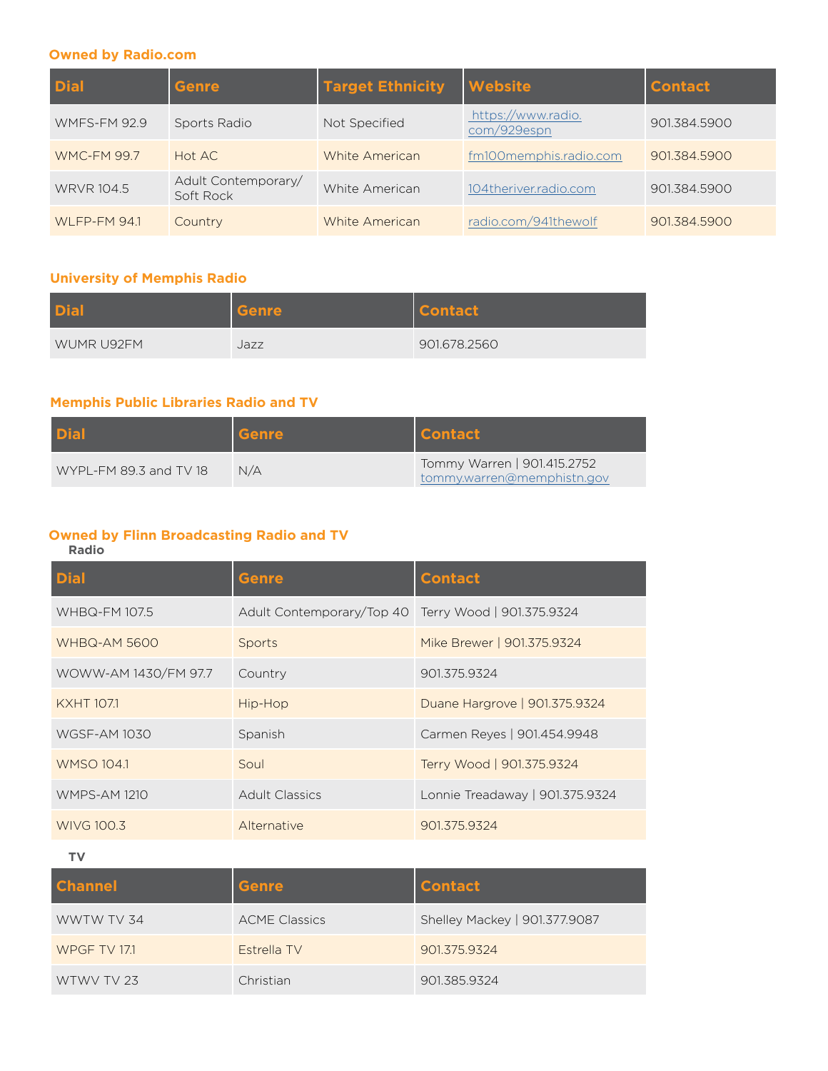### Owned by Radio.com

| Dial | Genre | Target Ethnicity | Website | Contact |
|---|---|---|---|---|
| WMFS-FM 92.9 | Sports Radio | Not Specified | https://www.radio.com/929espn | 901.384.5900 |
| WMC-FM 99.7 | Hot AC | White American | fm100memphis.radio.com | 901.384.5900 |
| WRVR 104.5 | Adult Contemporary/ Soft Rock | White American | 104theriver.radio.com | 901.384.5900 |
| WLFP-FM 94.1 | Country | White American | radio.com/941thewolf | 901.384.5900 |

### University of Memphis Radio

| Dial | Genre | Contact |
|---|---|---|
| WUMR U92FM | Jazz | 901.678.2560 |

### Memphis Public Libraries Radio and TV

| Dial | Genre | Contact |
|---|---|---|
| WYPL-FM 89.3 and TV 18 | N/A | Tommy Warren \| 901.415.2752 tommy.warren@memphistn.gov |

### Owned by Flinn Broadcasting Radio and TV

#### Radio

| Dial | Genre | Contact |
|---|---|---|
| WHBQ-FM 107.5 | Adult Contemporary/Top 40 | Terry Wood \| 901.375.9324 |
| WHBQ-AM 5600 | Sports | Mike Brewer \| 901.375.9324 |
| WOWW-AM 1430/FM 97.7 | Country | 901.375.9324 |
| KXHT 107.1 | Hip-Hop | Duane Hargrove \| 901.375.9324 |
| WGSF-AM 1030 | Spanish | Carmen Reyes \| 901.454.9948 |
| WMSO 104.1 | Soul | Terry Wood \| 901.375.9324 |
| WMPS-AM 1210 | Adult Classics | Lonnie Treadaway \| 901.375.9324 |
| WIVG 100.3 | Alternative | 901.375.9324 |

#### TV

| Channel | Genre | Contact |
|---|---|---|
| WWTW TV 34 | ACME Classics | Shelley Mackey \| 901.377.9087 |
| WPGF TV 17.1 | Estrella TV | 901.375.9324 |
| WTWV TV 23 | Christian | 901.385.9324 |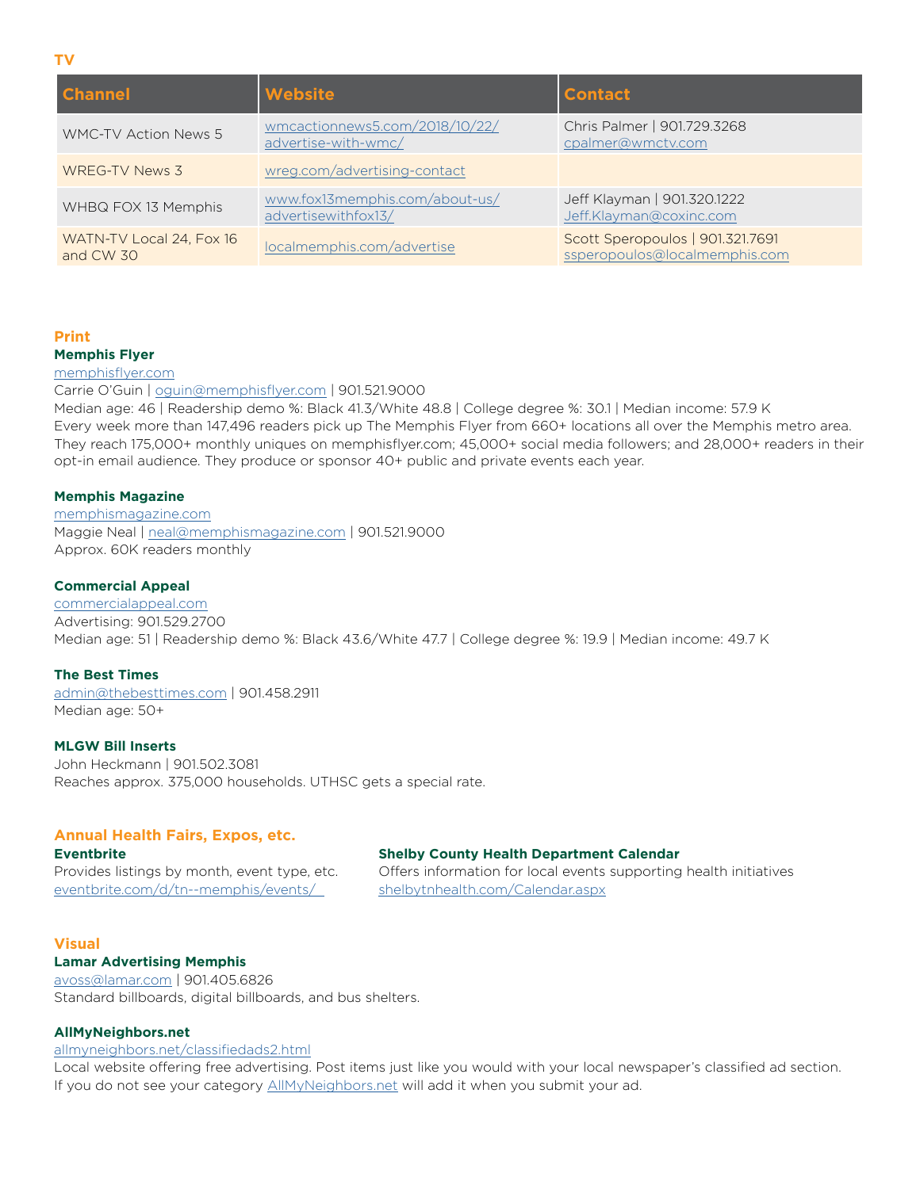## TV

| Channel | Website | Contact |
|---|---|---|
| WMC-TV Action News 5 | wmcactionnews5.com/2018/10/22/advertise-with-wmc/ | Chris Palmer \| 901.729.3268 cpalmer@wmctv.com |
| WREG-TV News 3 | wreg.com/advertising-contact | |
| WHBQ FOX 13 Memphis | www.fox13memphis.com/about-us/advertisewithfox13/ | Jeff Klayman \| 901.320.1222 Jeff.Klayman@coxinc.com |
| WATN-TV Local 24, Fox 16 and CW 30 | localmemphis.com/advertise | Scott Speropoulos \| 901.321.7691 ssperopoulos@localmemphis.com |

## Print

### Memphis Flyer

memphisflyer.com
Carrie O'Guin | oguin@memphisflyer.com | 901.521.9000
Median age: 46 | Readership demo %: Black 41.3/White 48.8 | College degree %: 30.1 | Median income: 57.9 K
Every week more than 147,496 readers pick up The Memphis Flyer from 660+ locations all over the Memphis metro area. They reach 175,000+ monthly uniques on memphisflyer.com; 45,000+ social media followers; and 28,000+ readers in their opt-in email audience. They produce or sponsor 40+ public and private events each year.

### Memphis Magazine

memphismagazine.com
Maggie Neal | neal@memphismagazine.com | 901.521.9000
Approx. 60K readers monthly

### Commercial Appeal

commercialappeal.com
Advertising: 901.529.2700
Median age: 51 | Readership demo %: Black 43.6/White 47.7 | College degree %: 19.9 | Median income: 49.7 K

### The Best Times

admin@thebesttimes.com | 901.458.2911
Median age: 50+

### MLGW Bill Inserts

John Heckmann | 901.502.3081
Reaches approx. 375,000 households. UTHSC gets a special rate.

## Annual Health Fairs, Expos, etc.

### Eventbrite

Provides listings by month, event type, etc.
eventbrite.com/d/tn--memphis/events/

### Shelby County Health Department Calendar

Offers information for local events supporting health initiatives
shelbytnhealth.com/Calendar.aspx

## Visual

### Lamar Advertising Memphis

avoss@lamar.com | 901.405.6826
Standard billboards, digital billboards, and bus shelters.

### AllMyNeighbors.net

allmyneighbors.net/classifiedads2.html
Local website offering free advertising. Post items just like you would with your local newspaper's classified ad section. If you do not see your category AllMyNeighbors.net will add it when you submit your ad.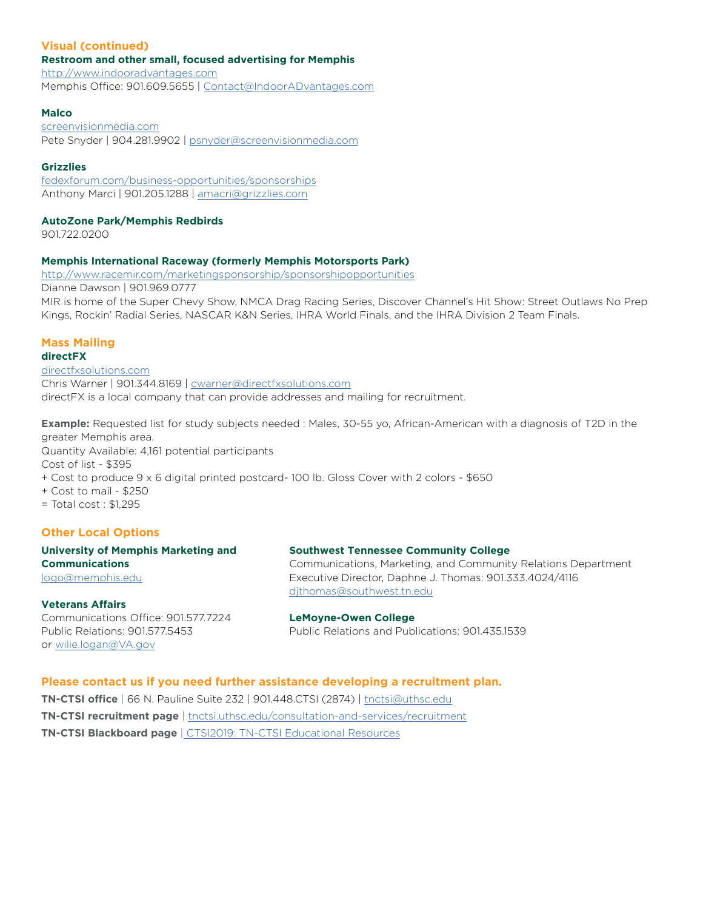## Visual (continued)

**Restroom and other small, focused advertising for Memphis**
http://www.indooradvantages.com
Memphis Office: 901.609.5655 | Contact@IndoorADvantages.com

**Malco**
screenvisionmedia.com
Pete Snyder | 904.281.9902 | psnyder@screenvisionmedia.com

**Grizzlies**
fedexforum.com/business-opportunities/sponsorships
Anthony Marci | 901.205.1288 | amacri@grizzlies.com

**AutoZone Park/Memphis Redbirds**
901.722.0200

**Memphis International Raceway (formerly Memphis Motorsports Park)**
http://www.racemir.com/marketingsponsorship/sponsorshipopportunities
Dianne Dawson | 901.969.0777
MIR is home of the Super Chevy Show, NMCA Drag Racing Series, Discover Channel's Hit Show: Street Outlaws No Prep Kings, Rockin' Radial Series, NASCAR K&N Series, IHRA World Finals, and the IHRA Division 2 Team Finals.

## Mass Mailing

**directFX**
directfxsolutions.com
Chris Warner | 901.344.8169 | cwarner@directfxsolutions.com
directFX is a local company that can provide addresses and mailing for recruitment.

**Example:** Requested list for study subjects needed : Males, 30-55 yo, African-American with a diagnosis of T2D in the greater Memphis area.
Quantity Available: 4,161 potential participants
Cost of list - $395
+ Cost to produce 9 x 6 digital printed postcard- 100 lb. Gloss Cover with 2 colors - $650
+ Cost to mail - $250
= Total cost : $1,295

## Other Local Options

**University of Memphis Marketing and Communications**
logo@memphis.edu

**Veterans Affairs**
Communications Office: 901.577.7224
Public Relations: 901.577.5453
or wilie.logan@VA.gov

**Southwest Tennessee Community College**
Communications, Marketing, and Community Relations Department
Executive Director, Daphne J. Thomas: 901.333.4024/4116
djthomas@southwest.tn.edu

**LeMoyne-Owen College**
Public Relations and Publications: 901.435.1539

## Please contact us if you need further assistance developing a recruitment plan.

**TN-CTSI office** | 66 N. Pauline Suite 232 | 901.448.CTSI (2874) | tnctsi@uthsc.edu

**TN-CTSI recruitment page** | tnctsi.uthsc.edu/consultation-and-services/recruitment

**TN-CTSI Blackboard page** | CTSI2019: TN-CTSI Educational Resources